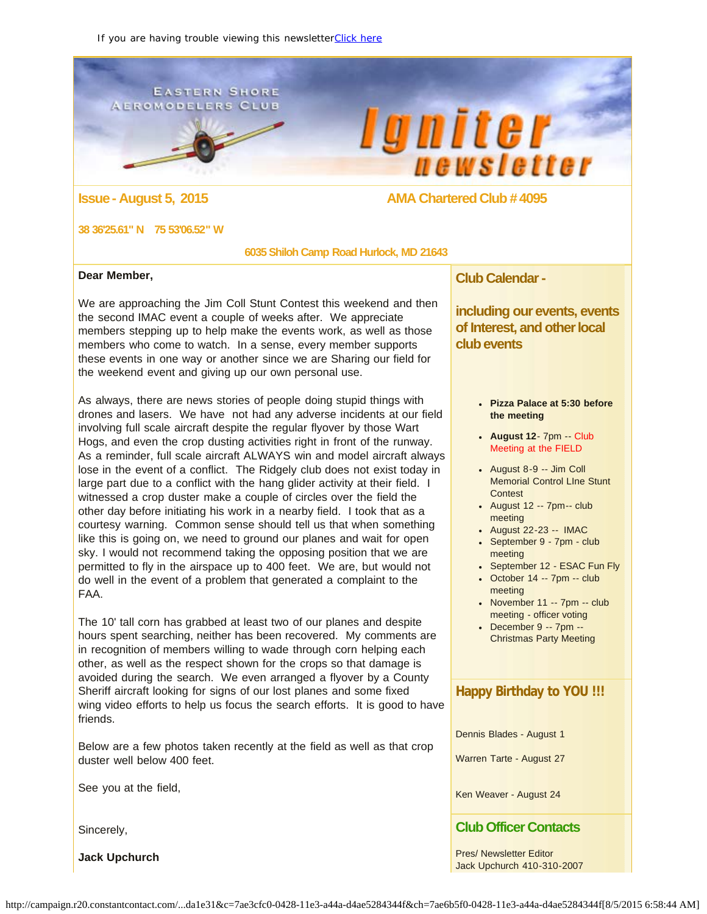If you are having trouble viewing this newsletter [Click here]

EASTERN SHORE AEROMODELERS CLUB

# Igniter newsletter

**Issue - August 5, 2015** **AMA Chartered Club # 4095**

**38 36'25.61" N 75 53'06.52" W**

**6035 Shiloh Camp Road Hurlock, MD 21643**

**Dear Member,**

We are approaching the Jim Coll Stunt Contest this weekend and then the second IMAC event a couple of weeks after. We appreciate members stepping up to help make the events work, as well as those members who come to watch. In a sense, every member supports these events in one way or another since we are Sharing our field for the weekend event and giving up our own personal use.

As always, there are news stories of people doing stupid things with drones and lasers. We have not had any adverse incidents at our field involving full scale aircraft despite the regular flyover by those Wart Hogs, and even the crop dusting activities right in front of the runway. As a reminder, full scale aircraft ALWAYS win and model aircraft always lose in the event of a conflict. The Ridgely club does not exist today in large part due to a conflict with the hang glider activity at their field. I witnessed a crop duster make a couple of circles over the field the other day before initiating his work in a nearby field. I took that as a courtesy warning. Common sense should tell us that when something like this is going on, we need to ground our planes and wait for open sky. I would not recommend taking the opposing position that we are permitted to fly in the airspace up to 400 feet. We are, but would not do well in the event of a problem that generated a complaint to the FAA.

The 10' tall corn has grabbed at least two of our planes and despite hours spent searching, neither has been recovered. My comments are in recognition of members willing to wade through corn helping each other, as well as the respect shown for the crops so that damage is avoided during the search. We even arranged a flyover by a County Sheriff aircraft looking for signs of our lost planes and some fixed wing video efforts to help us focus the search efforts. It is good to have friends.

Below are a few photos taken recently at the field as well as that crop duster well below 400 feet.

See you at the field,

Sincerely,

**Jack Upchurch**

## Club Calendar -

## including our events, events of Interest, and other local club events

- **Pizza Palace at 5:30 before the meeting**
- **August 12**- 7pm -- Club Meeting at the FIELD
- August 8-9 -- Jim Coll Memorial Control LIne Stunt Contest
- August 12 -- 7pm-- club meeting
- August 22-23 -- IMAC
- September 9 - 7pm - club meeting
- September 12 - ESAC Fun Fly
- October 14 -- 7pm -- club meeting
- November 11 -- 7pm -- club meeting - officer voting
- December 9 -- 7pm -- Christmas Party Meeting

## Happy Birthday to YOU !!!

Dennis Blades - August 1

Warren Tarte - August 27

Ken Weaver - August 24

## Club Officer Contacts

Pres/ Newsletter Editor
Jack Upchurch 410-310-2007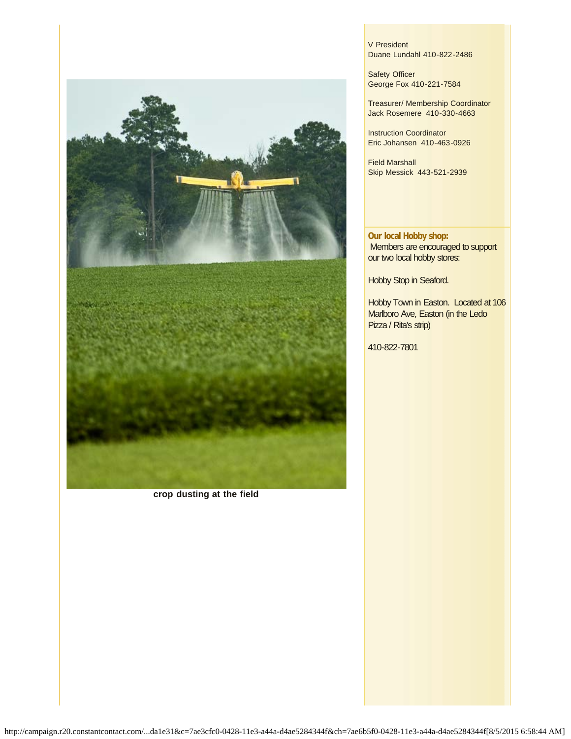crop dusting at the field

V President
Duane Lundahl 410-822-2486

Safety Officer
George Fox 410-221-7584

Treasurer/ Membership Coordinator
Jack Rosemere 410-330-4663

Instruction Coordinator
Eric Johansen 410-463-0926

Field Marshall
Skip Messick 443-521-2939

**Our local Hobby shop:**
Members are encouraged to support our two local hobby stores:

Hobby Stop in Seaford.

Hobby Town in Easton. Located at 106 Marlboro Ave, Easton (in the Ledo Pizza / Rita's strip)

410-822-7801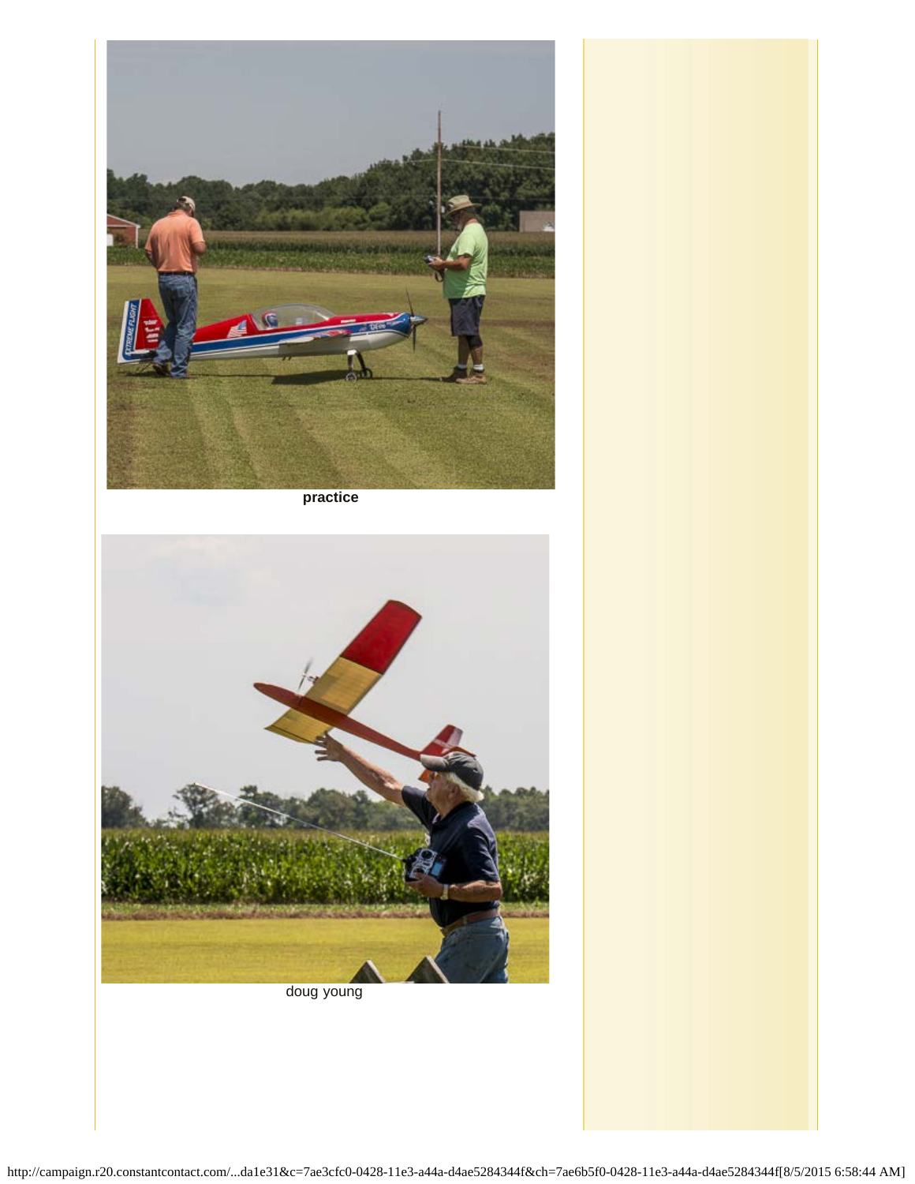**practice**

doug young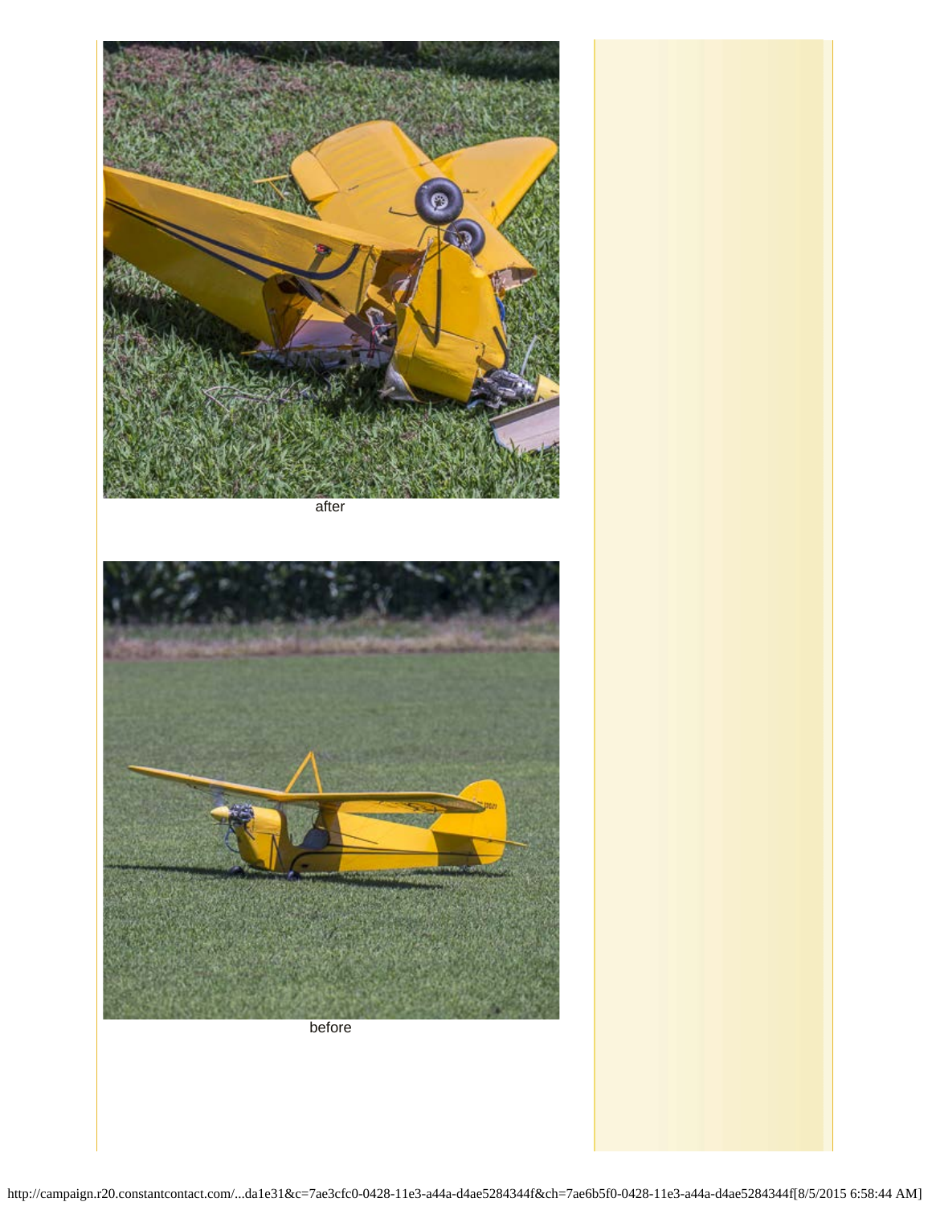after

before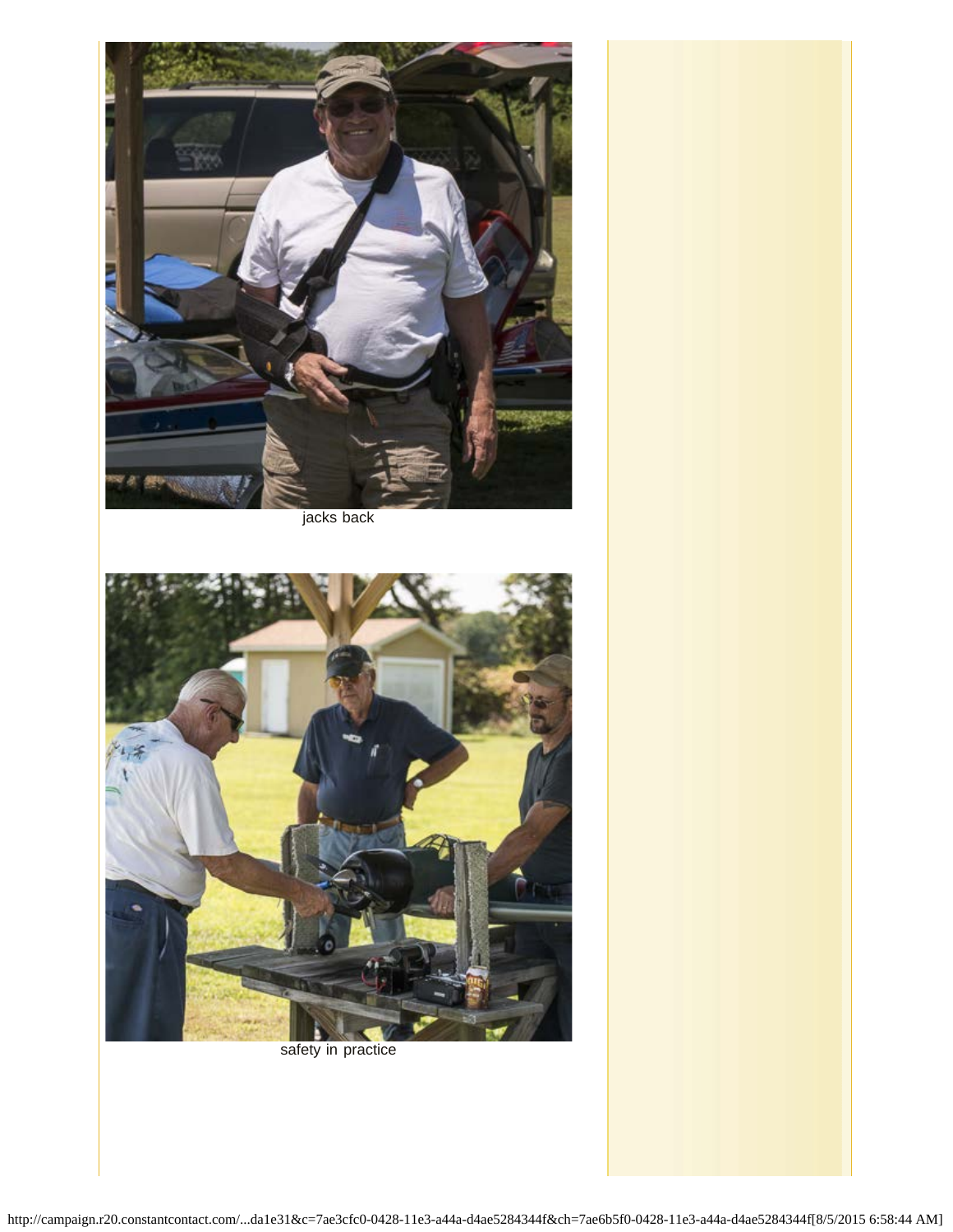jacks back

safety in practice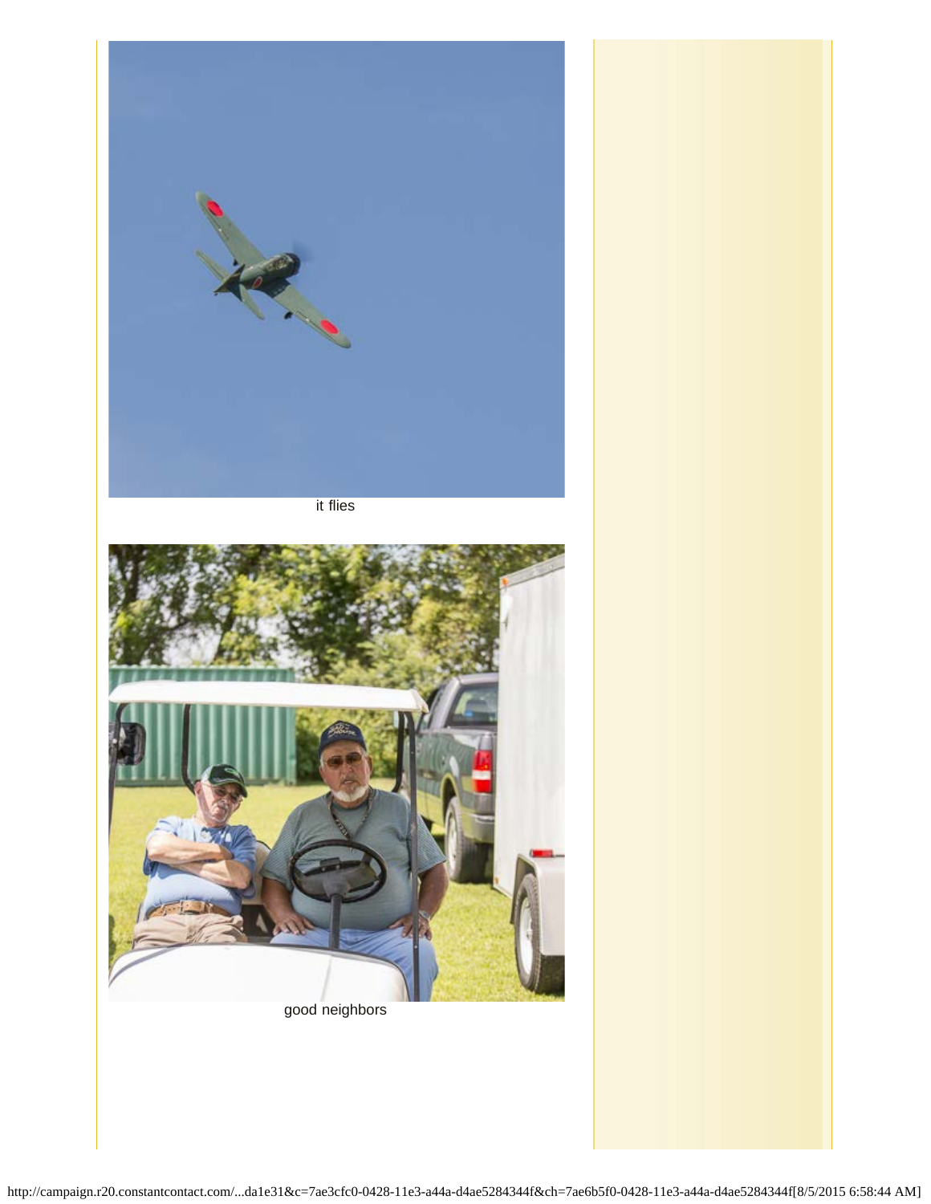it flies

good neighbors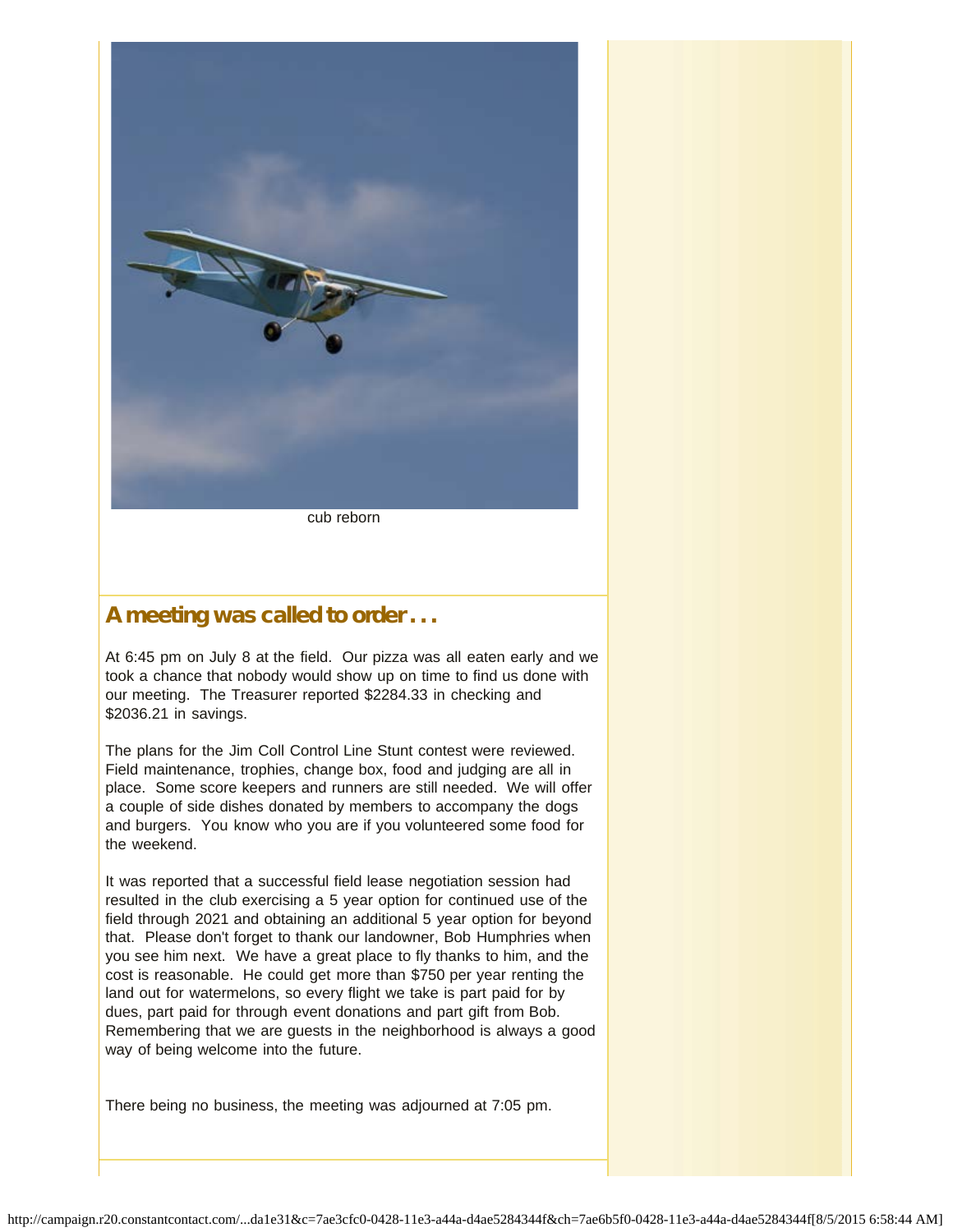cub reborn

## A meeting was called to order . . .

At 6:45 pm on July 8 at the field. Our pizza was all eaten early and we took a chance that nobody would show up on time to find us done with our meeting. The Treasurer reported $2284.33 in checking and $2036.21 in savings.

The plans for the Jim Coll Control Line Stunt contest were reviewed. Field maintenance, trophies, change box, food and judging are all in place. Some score keepers and runners are still needed. We will offer a couple of side dishes donated by members to accompany the dogs and burgers. You know who you are if you volunteered some food for the weekend.

It was reported that a successful field lease negotiation session had resulted in the club exercising a 5 year option for continued use of the field through 2021 and obtaining an additional 5 year option for beyond that. Please don't forget to thank our landowner, Bob Humphries when you see him next. We have a great place to fly thanks to him, and the cost is reasonable. He could get more than $750 per year renting the land out for watermelons, so every flight we take is part paid for by dues, part paid for through event donations and part gift from Bob. Remembering that we are guests in the neighborhood is always a good way of being welcome into the future.

There being no business, the meeting was adjourned at 7:05 pm.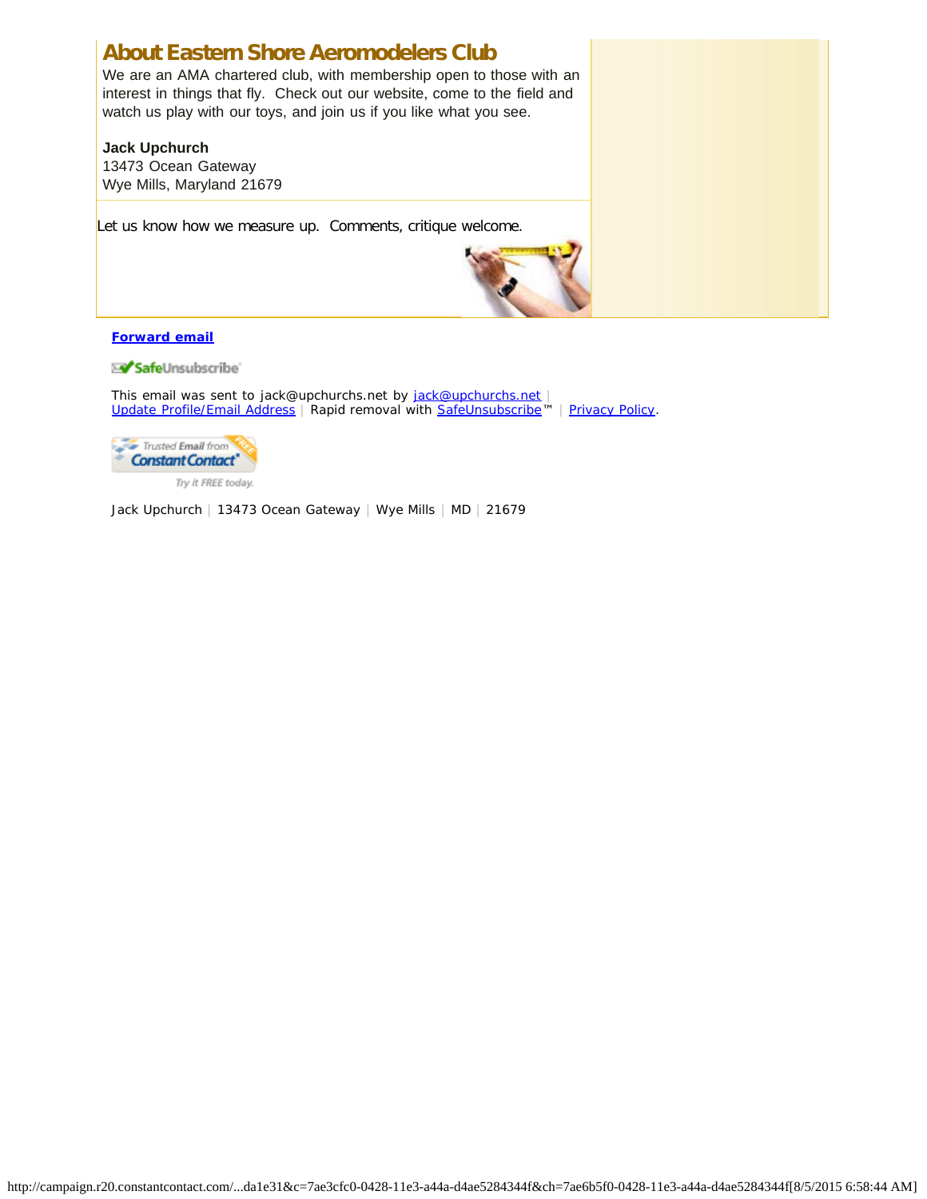## About Eastern Shore Aeromodelers Club

We are an AMA chartered club, with membership open to those with an interest in things that fly. Check out our website, come to the field and watch us play with our toys, and join us if you like what you see.

**Jack Upchurch**
13473 Ocean Gateway
Wye Mills, Maryland 21679

Let us know how we measure up. Comments, critique welcome.

**Forward email**

SafeUnsubscribe

This email was sent to jack@upchurchs.net by jack@upchurchs.net | Update Profile/Email Address | Rapid removal with SafeUnsubscribe™ | Privacy Policy.

Trusted Email from Constant Contact — Try it FREE today.

Jack Upchurch | 13473 Ocean Gateway | Wye Mills | MD | 21679